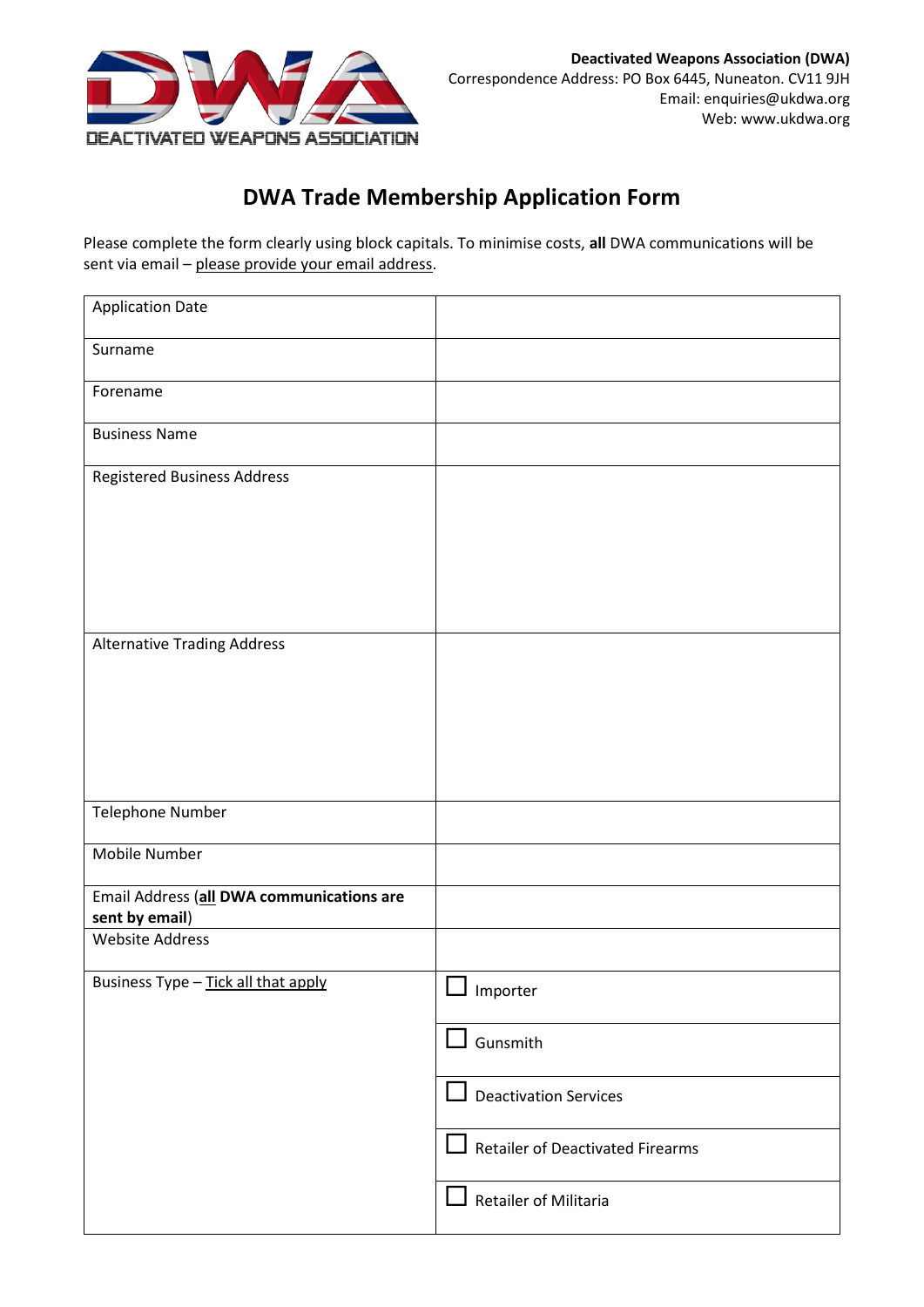**Deactivated Weapons Association (DWA)**
Correspondence Address: PO Box 6445, Nuneaton. CV11 9JH
Email: enquiries@ukdwa.org
Web: www.ukdwa.org

# DWA Trade Membership Application Form

Please complete the form clearly using block capitals. To minimise costs, **all** DWA communications will be sent via email – please provide your email address.

| | |
|---|---|
| Application Date | |
| Surname | |
| Forename | |
| Business Name | |
| Registered Business Address | |
| Alternative Trading Address | |
| Telephone Number | |
| Mobile Number | |
| Email Address (**all DWA communications are sent by email**) | |
| Website Address | |
| Business Type – Tick all that apply | ☐ Importer |
| | ☐ Gunsmith |
| | ☐ Deactivation Services |
| | ☐ Retailer of Deactivated Firearms |
| | ☐ Retailer of Militaria |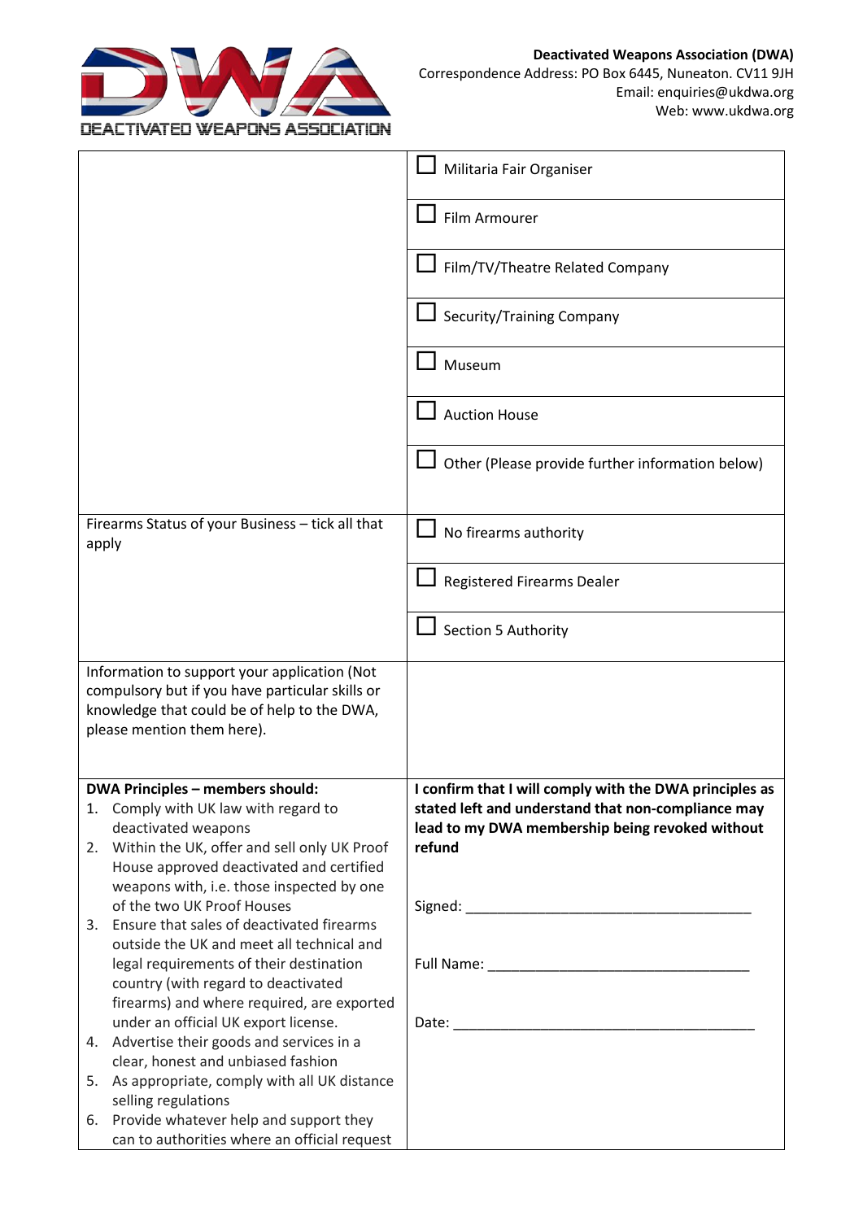**Deactivated Weapons Association (DWA)**
Correspondence Address: PO Box 6445, Nuneaton. CV11 9JH
Email: enquiries@ukdwa.org
Web: www.ukdwa.org

| | |
|---|---|
| | ☐ Militaria Fair Organiser |
| | ☐ Film Armourer |
| | ☐ Film/TV/Theatre Related Company |
| | ☐ Security/Training Company |
| | ☐ Museum |
| | ☐ Auction House |
| | ☐ Other (Please provide further information below) |
| Firearms Status of your Business – tick all that apply | ☐ No firearms authority |
| | ☐ Registered Firearms Dealer |
| | ☐ Section 5 Authority |
| Information to support your application (Not compulsory but if you have particular skills or knowledge that could be of help to the DWA, please mention them here). | |
| **DWA Principles – members should:**<br>1. Comply with UK law with regard to deactivated weapons<br>2. Within the UK, offer and sell only UK Proof House approved deactivated and certified weapons with, i.e. those inspected by one of the two UK Proof Houses<br>3. Ensure that sales of deactivated firearms outside the UK and meet all technical and legal requirements of their destination country (with regard to deactivated firearms) and where required, are exported under an official UK export license.<br>4. Advertise their goods and services in a clear, honest and unbiased fashion<br>5. As appropriate, comply with all UK distance selling regulations<br>6. Provide whatever help and support they can to authorities where an official request | **I confirm that I will comply with the DWA principles as stated left and understand that non-compliance may lead to my DWA membership being revoked without refund**<br><br>Signed: ___________________________________<br><br>Full Name: ________________________________<br><br>Date: _____________________________________ |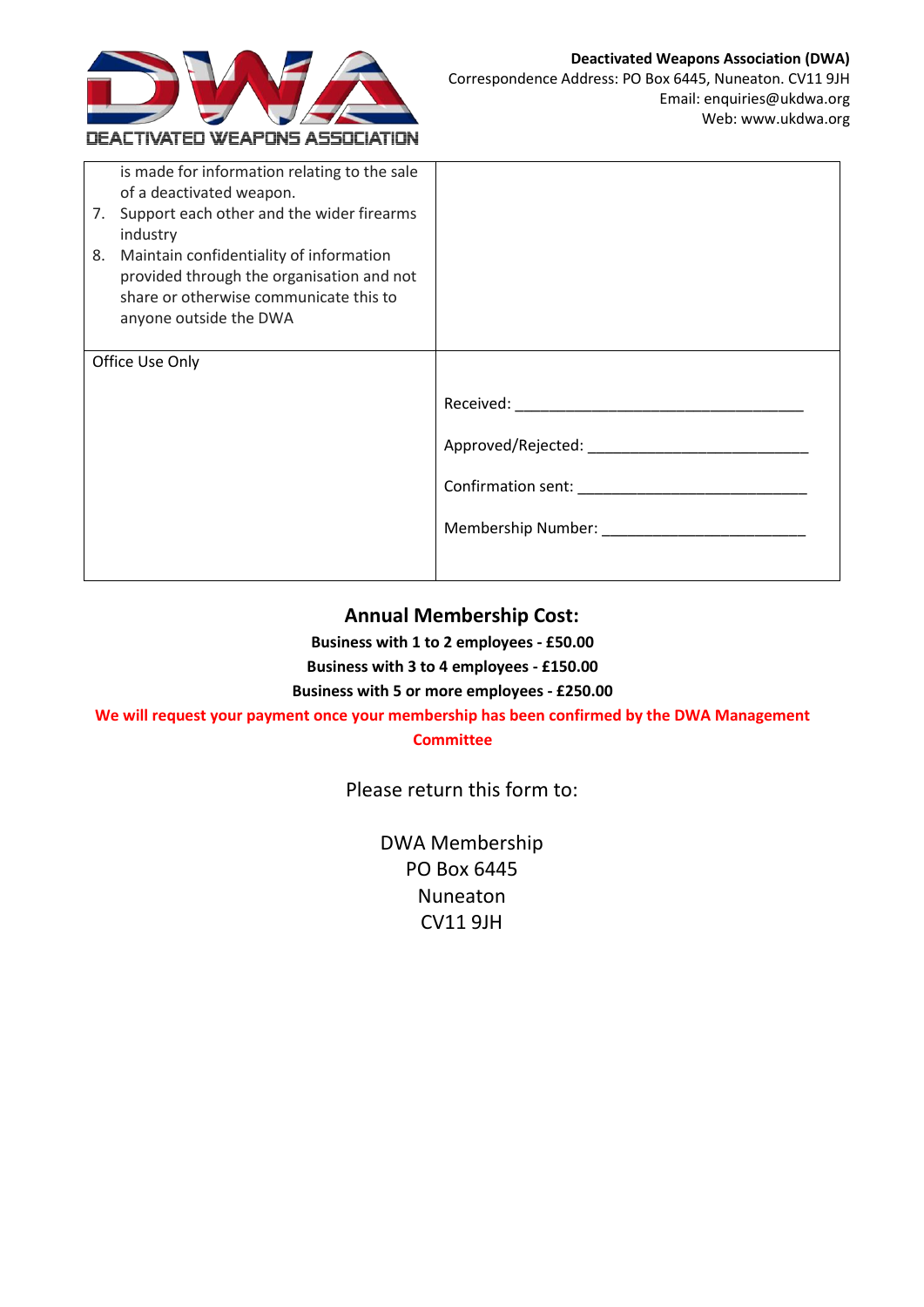**Deactivated Weapons Association (DWA)**
Correspondence Address: PO Box 6445, Nuneaton. CV11 9JH
Email: enquiries@ukdwa.org
Web: www.ukdwa.org

| | |
|---|---|
| is made for information relating to the sale of a deactivated weapon.<br>7. Support each other and the wider firearms industry<br>8. Maintain confidentiality of information provided through the organisation and not share or otherwise communicate this to anyone outside the DWA | |
| Office Use Only | Received: ___________________________________<br><br>Approved/Rejected: ___________________________<br><br>Confirmation sent: ____________________________<br><br>Membership Number: _________________________ |

## Annual Membership Cost:

**Business with 1 to 2 employees - £50.00**

**Business with 3 to 4 employees - £150.00**

**Business with 5 or more employees - £250.00**

**We will request your payment once your membership has been confirmed by the DWA Management Committee**

Please return this form to:

DWA Membership
PO Box 6445
Nuneaton
CV11 9JH